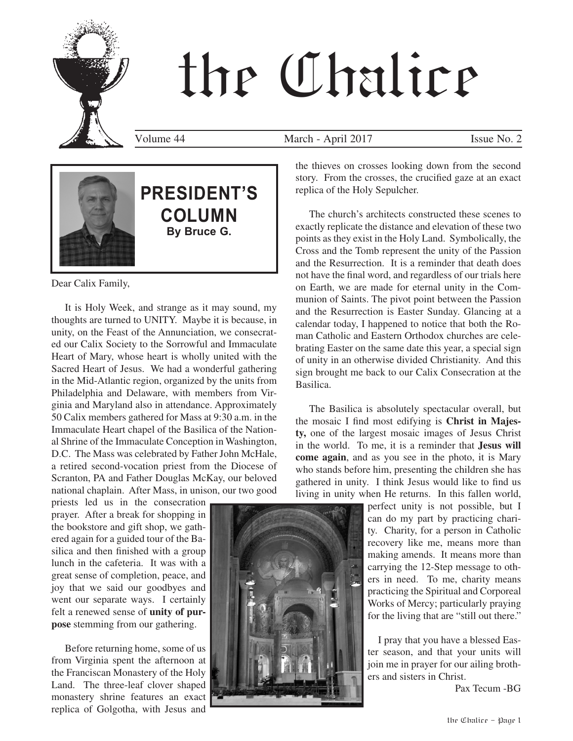# the Chalice

Volume 44 March - April 2017 Issue No. 2

## PRESIDENT'S COLUMN

**By Bruce G.**

Dear Calix Family,

It is Holy Week, and strange as it may sound, my thoughts are turned to UNITY. Maybe it is because, in unity, on the Feast of the Annunciation, we consecrated our Calix Society to the Sorrowful and Immaculate Heart of Mary, whose heart is wholly united with the Sacred Heart of Jesus. We had a wonderful gathering in the Mid-Atlantic region, organized by the units from Philadelphia and Delaware, with members from Virginia and Maryland also in attendance. Approximately 50 Calix members gathered for Mass at 9:30 a.m. in the Immaculate Heart chapel of the Basilica of the National Shrine of the Immaculate Conception in Washington, D.C. The Mass was celebrated by Father John McHale, a retired second-vocation priest from the Diocese of Scranton, PA and Father Douglas McKay, our beloved national chaplain. After Mass, in unison, our two good priests led us in the consecration prayer. After a break for shopping in the bookstore and gift shop, we gathered again for a guided tour of the Basilica and then finished with a group lunch in the cafeteria. It was with a great sense of completion, peace, and joy that we said our goodbyes and went our separate ways. I certainly felt a renewed sense of **unity of purpose** stemming from our gathering.

Before returning home, some of us from Virginia spent the afternoon at the Franciscan Monastery of the Holy Land. The three-leaf clover shaped monastery shrine features an exact replica of Golgotha, with Jesus and the thieves on crosses looking down from the second story. From the crosses, the crucified gaze at an exact replica of the Holy Sepulcher.

The church's architects constructed these scenes to exactly replicate the distance and elevation of these two points as they exist in the Holy Land. Symbolically, the Cross and the Tomb represent the unity of the Passion and the Resurrection. It is a reminder that death does not have the final word, and regardless of our trials here on Earth, we are made for eternal unity in the Communion of Saints. The pivot point between the Passion and the Resurrection is Easter Sunday. Glancing at a calendar today, I happened to notice that both the Roman Catholic and Eastern Orthodox churches are celebrating Easter on the same date this year, a special sign of unity in an otherwise divided Christianity. And this sign brought me back to our Calix Consecration at the Basilica.

The Basilica is absolutely spectacular overall, but the mosaic I find most edifying is **Christ in Majesty,** one of the largest mosaic images of Jesus Christ in the world. To me, it is a reminder that **Jesus will come again**, and as you see in the photo, it is Mary who stands before him, presenting the children she has gathered in unity. I think Jesus would like to find us living in unity when He returns. In this fallen world, perfect unity is not possible, but I can do my part by practicing charity. Charity, for a person in Catholic recovery like me, means more than making amends. It means more than carrying the 12-Step message to others in need. To me, charity means practicing the Spiritual and Corporeal Works of Mercy; particularly praying for the living that are "still out there."

I pray that you have a blessed Easter season, and that your units will join me in prayer for our ailing brothers and sisters in Christ.

Pax Tecum -BG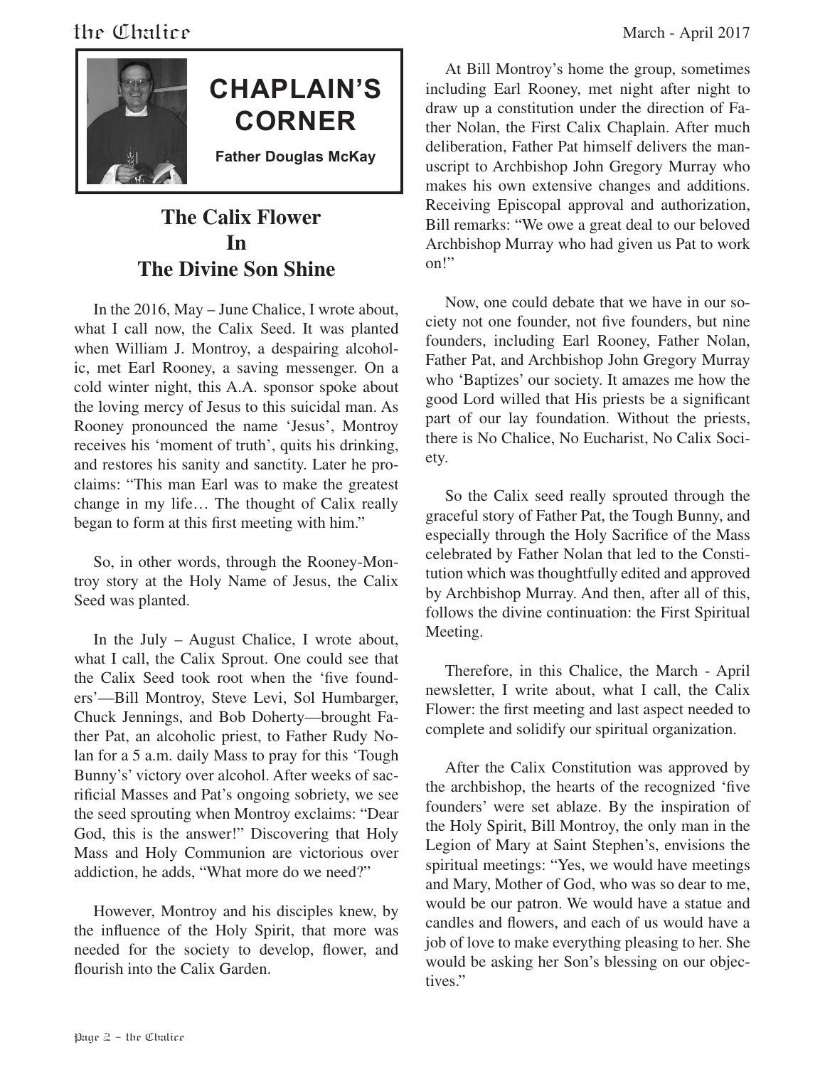# CHAPLAIN'S CORNER

**Father Douglas McKay**

## The Calix Flower In The Divine Son Shine

In the 2016, May – June Chalice, I wrote about, what I call now, the Calix Seed. It was planted when William J. Montroy, a despairing alcoholic, met Earl Rooney, a saving messenger. On a cold winter night, this A.A. sponsor spoke about the loving mercy of Jesus to this suicidal man. As Rooney pronounced the name 'Jesus', Montroy receives his 'moment of truth', quits his drinking, and restores his sanity and sanctity. Later he proclaims: "This man Earl was to make the greatest change in my life… The thought of Calix really began to form at this first meeting with him."

So, in other words, through the Rooney-Montroy story at the Holy Name of Jesus, the Calix Seed was planted.

In the July – August Chalice, I wrote about, what I call, the Calix Sprout. One could see that the Calix Seed took root when the 'five founders'—Bill Montroy, Steve Levi, Sol Humbarger, Chuck Jennings, and Bob Doherty—brought Father Pat, an alcoholic priest, to Father Rudy Nolan for a 5 a.m. daily Mass to pray for this 'Tough Bunny's' victory over alcohol. After weeks of sacrificial Masses and Pat's ongoing sobriety, we see the seed sprouting when Montroy exclaims: "Dear God, this is the answer!" Discovering that Holy Mass and Holy Communion are victorious over addiction, he adds, "What more do we need?"

However, Montroy and his disciples knew, by the influence of the Holy Spirit, that more was needed for the society to develop, flower, and flourish into the Calix Garden.

At Bill Montroy's home the group, sometimes including Earl Rooney, met night after night to draw up a constitution under the direction of Father Nolan, the First Calix Chaplain. After much deliberation, Father Pat himself delivers the manuscript to Archbishop John Gregory Murray who makes his own extensive changes and additions. Receiving Episcopal approval and authorization, Bill remarks: "We owe a great deal to our beloved Archbishop Murray who had given us Pat to work on!"

Now, one could debate that we have in our society not one founder, not five founders, but nine founders, including Earl Rooney, Father Nolan, Father Pat, and Archbishop John Gregory Murray who 'Baptizes' our society. It amazes me how the good Lord willed that His priests be a significant part of our lay foundation. Without the priests, there is No Chalice, No Eucharist, No Calix Society.

So the Calix seed really sprouted through the graceful story of Father Pat, the Tough Bunny, and especially through the Holy Sacrifice of the Mass celebrated by Father Nolan that led to the Constitution which was thoughtfully edited and approved by Archbishop Murray. And then, after all of this, follows the divine continuation: the First Spiritual Meeting.

Therefore, in this Chalice, the March - April newsletter, I write about, what I call, the Calix Flower: the first meeting and last aspect needed to complete and solidify our spiritual organization.

After the Calix Constitution was approved by the archbishop, the hearts of the recognized 'five founders' were set ablaze. By the inspiration of the Holy Spirit, Bill Montroy, the only man in the Legion of Mary at Saint Stephen's, envisions the spiritual meetings: "Yes, we would have meetings and Mary, Mother of God, who was so dear to me, would be our patron. We would have a statue and candles and flowers, and each of us would have a job of love to make everything pleasing to her. She would be asking her Son's blessing on our objectives."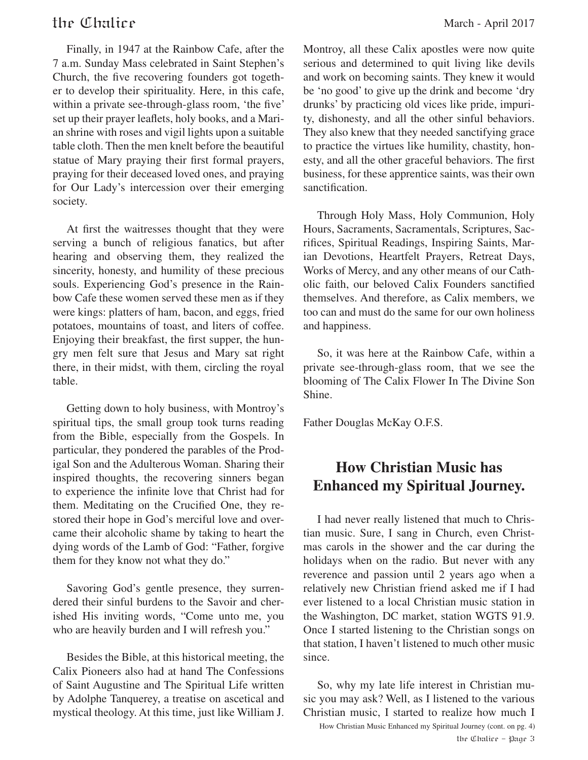Finally, in 1947 at the Rainbow Cafe, after the 7 a.m. Sunday Mass celebrated in Saint Stephen's Church, the five recovering founders got together to develop their spirituality. Here, in this cafe, within a private see-through-glass room, 'the five' set up their prayer leaflets, holy books, and a Marian shrine with roses and vigil lights upon a suitable table cloth. Then the men knelt before the beautiful statue of Mary praying their first formal prayers, praying for their deceased loved ones, and praying for Our Lady's intercession over their emerging society.

At first the waitresses thought that they were serving a bunch of religious fanatics, but after hearing and observing them, they realized the sincerity, honesty, and humility of these precious souls. Experiencing God's presence in the Rainbow Cafe these women served these men as if they were kings: platters of ham, bacon, and eggs, fried potatoes, mountains of toast, and liters of coffee. Enjoying their breakfast, the first supper, the hungry men felt sure that Jesus and Mary sat right there, in their midst, with them, circling the royal table.

Getting down to holy business, with Montroy's spiritual tips, the small group took turns reading from the Bible, especially from the Gospels. In particular, they pondered the parables of the Prodigal Son and the Adulterous Woman. Sharing their inspired thoughts, the recovering sinners began to experience the infinite love that Christ had for them. Meditating on the Crucified One, they restored their hope in God's merciful love and overcame their alcoholic shame by taking to heart the dying words of the Lamb of God: "Father, forgive them for they know not what they do."

Savoring God's gentle presence, they surrendered their sinful burdens to the Savoir and cherished His inviting words, "Come unto me, you who are heavily burden and I will refresh you."

Besides the Bible, at this historical meeting, the Calix Pioneers also had at hand The Confessions of Saint Augustine and The Spiritual Life written by Adolphe Tanquerey, a treatise on ascetical and mystical theology. At this time, just like William J. Montroy, all these Calix apostles were now quite serious and determined to quit living like devils and work on becoming saints. They knew it would be 'no good' to give up the drink and become 'dry drunks' by practicing old vices like pride, impurity, dishonesty, and all the other sinful behaviors. They also knew that they needed sanctifying grace to practice the virtues like humility, chastity, honesty, and all the other graceful behaviors. The first business, for these apprentice saints, was their own sanctification.

Through Holy Mass, Holy Communion, Holy Hours, Sacraments, Sacramentals, Scriptures, Sacrifices, Spiritual Readings, Inspiring Saints, Marian Devotions, Heartfelt Prayers, Retreat Days, Works of Mercy, and any other means of our Catholic faith, our beloved Calix Founders sanctified themselves. And therefore, as Calix members, we too can and must do the same for our own holiness and happiness.

So, it was here at the Rainbow Cafe, within a private see-through-glass room, that we see the blooming of The Calix Flower In The Divine Son Shine.

Father Douglas McKay O.F.S.

## How Christian Music has Enhanced my Spiritual Journey.

I had never really listened that much to Christian music. Sure, I sang in Church, even Christmas carols in the shower and the car during the holidays when on the radio. But never with any reverence and passion until 2 years ago when a relatively new Christian friend asked me if I had ever listened to a local Christian music station in the Washington, DC market, station WGTS 91.9. Once I started listening to the Christian songs on that station, I haven't listened to much other music since.

So, why my late life interest in Christian music you may ask? Well, as I listened to the various Christian music, I started to realize how much I

How Christian Music Enhanced my Spiritual Journey (cont. on pg. 4)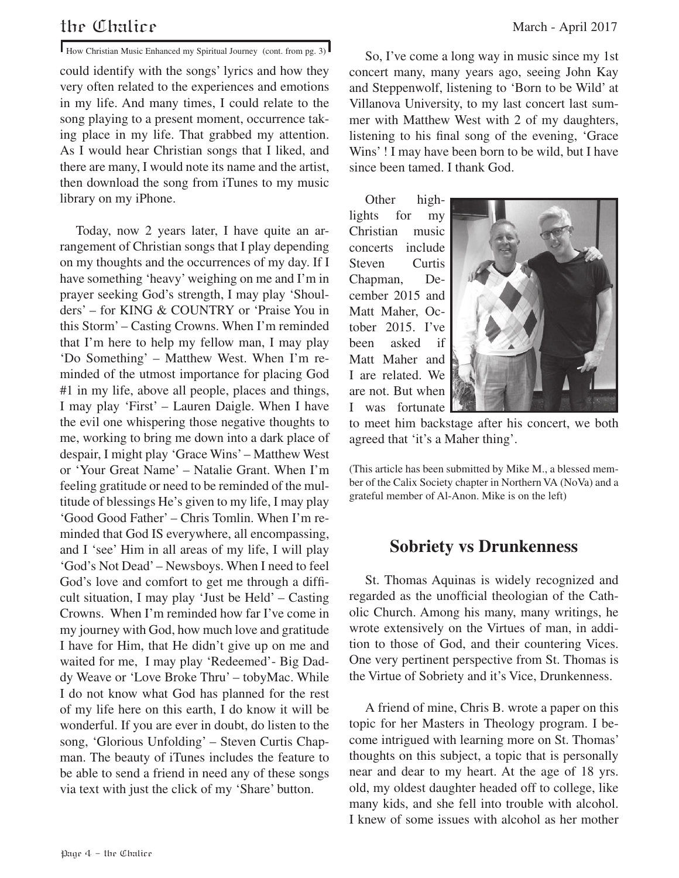How Christian Music Enhanced my Spiritual Journey (cont. from pg. 3)

could identify with the songs' lyrics and how they very often related to the experiences and emotions in my life. And many times, I could relate to the song playing to a present moment, occurrence taking place in my life. That grabbed my attention. As I would hear Christian songs that I liked, and there are many, I would note its name and the artist, then download the song from iTunes to my music library on my iPhone.

Today, now 2 years later, I have quite an arrangement of Christian songs that I play depending on my thoughts and the occurrences of my day. If I have something 'heavy' weighing on me and I'm in prayer seeking God's strength, I may play 'Shoulders' – for KING & COUNTRY or 'Praise You in this Storm' – Casting Crowns. When I'm reminded that I'm here to help my fellow man, I may play 'Do Something' – Matthew West. When I'm reminded of the utmost importance for placing God #1 in my life, above all people, places and things, I may play 'First' – Lauren Daigle. When I have the evil one whispering those negative thoughts to me, working to bring me down into a dark place of despair, I might play 'Grace Wins' – Matthew West or 'Your Great Name' – Natalie Grant. When I'm feeling gratitude or need to be reminded of the multitude of blessings He's given to my life, I may play 'Good Good Father' – Chris Tomlin. When I'm reminded that God IS everywhere, all encompassing, and I 'see' Him in all areas of my life, I will play 'God's Not Dead' – Newsboys. When I need to feel God's love and comfort to get me through a difficult situation, I may play 'Just be Held' – Casting Crowns. When I'm reminded how far I've come in my journey with God, how much love and gratitude I have for Him, that He didn't give up on me and waited for me, I may play 'Redeemed'- Big Daddy Weave or 'Love Broke Thru' – tobyMac. While I do not know what God has planned for the rest of my life here on this earth, I do know it will be wonderful. If you are ever in doubt, do listen to the song, 'Glorious Unfolding' – Steven Curtis Chapman. The beauty of iTunes includes the feature to be able to send a friend in need any of these songs via text with just the click of my 'Share' button.

So, I've come a long way in music since my 1st concert many, many years ago, seeing John Kay and Steppenwolf, listening to 'Born to be Wild' at Villanova University, to my last concert last summer with Matthew West with 2 of my daughters, listening to his final song of the evening, 'Grace Wins' ! I may have been born to be wild, but I have since been tamed. I thank God.

Other highlights for my Christian music concerts include Steven Curtis Chapman, December 2015 and Matt Maher, October 2015. I've been asked if Matt Maher and I are related. We are not. But when I was fortunate to meet him backstage after his concert, we both agreed that 'it's a Maher thing'.

(This article has been submitted by Mike M., a blessed member of the Calix Society chapter in Northern VA (NoVa) and a grateful member of Al-Anon. Mike is on the left)

## Sobriety vs Drunkenness

St. Thomas Aquinas is widely recognized and regarded as the unofficial theologian of the Catholic Church. Among his many, many writings, he wrote extensively on the Virtues of man, in addition to those of God, and their countering Vices. One very pertinent perspective from St. Thomas is the Virtue of Sobriety and it's Vice, Drunkenness.

A friend of mine, Chris B. wrote a paper on this topic for her Masters in Theology program. I become intrigued with learning more on St. Thomas' thoughts on this subject, a topic that is personally near and dear to my heart. At the age of 18 yrs. old, my oldest daughter headed off to college, like many kids, and she fell into trouble with alcohol. I knew of some issues with alcohol as her mother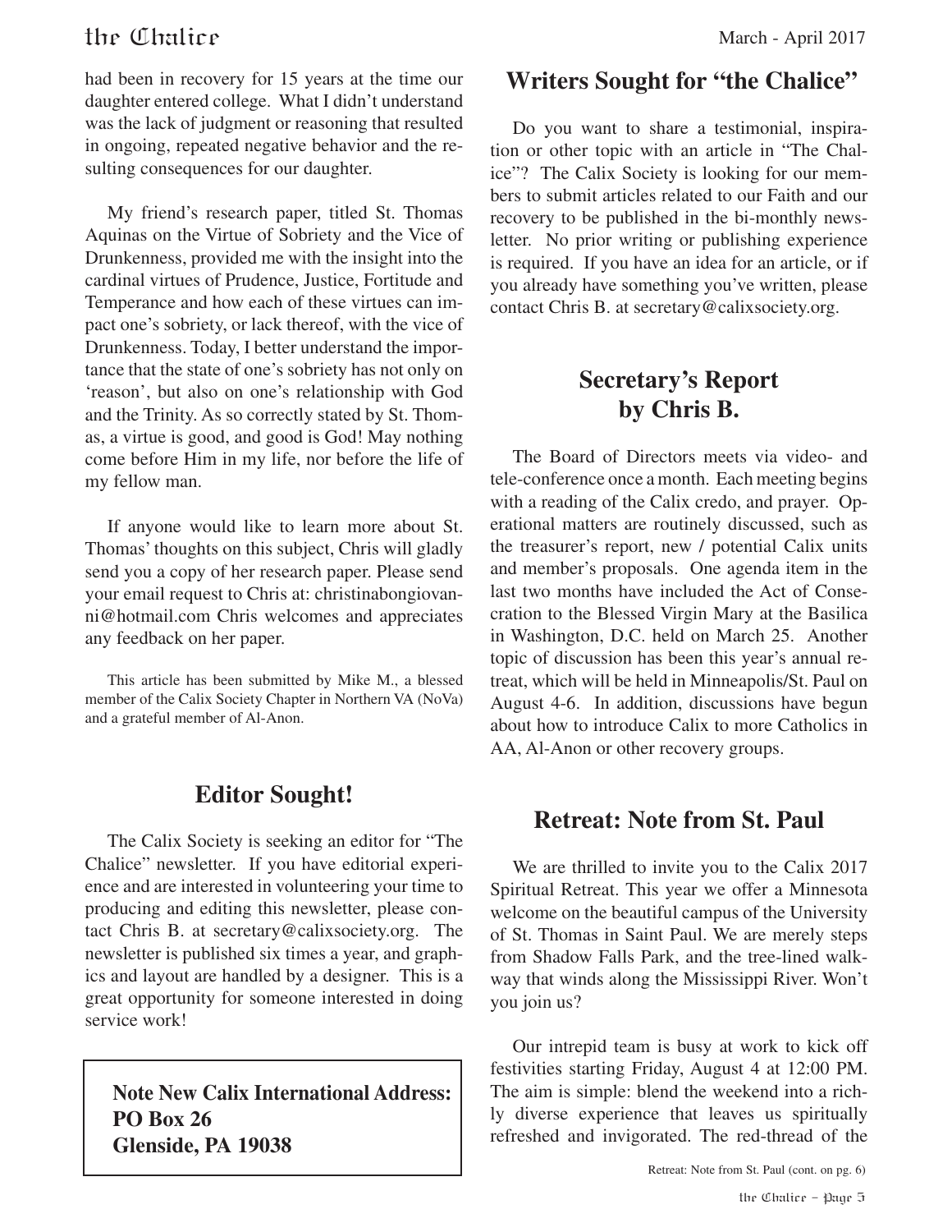had been in recovery for 15 years at the time our daughter entered college. What I didn't understand was the lack of judgment or reasoning that resulted in ongoing, repeated negative behavior and the resulting consequences for our daughter.

My friend's research paper, titled St. Thomas Aquinas on the Virtue of Sobriety and the Vice of Drunkenness, provided me with the insight into the cardinal virtues of Prudence, Justice, Fortitude and Temperance and how each of these virtues can impact one's sobriety, or lack thereof, with the vice of Drunkenness. Today, I better understand the importance that the state of one's sobriety has not only on 'reason', but also on one's relationship with God and the Trinity. As so correctly stated by St. Thomas, a virtue is good, and good is God! May nothing come before Him in my life, nor before the life of my fellow man.

If anyone would like to learn more about St. Thomas' thoughts on this subject, Chris will gladly send you a copy of her research paper. Please send your email request to Chris at: christinabongiovanni@hotmail.com Chris welcomes and appreciates any feedback on her paper.

This article has been submitted by Mike M., a blessed member of the Calix Society Chapter in Northern VA (NoVa) and a grateful member of Al-Anon.

## Editor Sought!

The Calix Society is seeking an editor for "The Chalice" newsletter. If you have editorial experience and are interested in volunteering your time to producing and editing this newsletter, please contact Chris B. at secretary@calixsociety.org. The newsletter is published six times a year, and graphics and layout are handled by a designer. This is a great opportunity for someone interested in doing service work!

**Note New Calix International Address:**
**PO Box 26**
**Glenside, PA 19038**

## Writers Sought for "the Chalice"

Do you want to share a testimonial, inspiration or other topic with an article in "The Chalice"? The Calix Society is looking for our members to submit articles related to our Faith and our recovery to be published in the bi-monthly newsletter. No prior writing or publishing experience is required. If you have an idea for an article, or if you already have something you've written, please contact Chris B. at secretary@calixsociety.org.

## Secretary's Report by Chris B.

The Board of Directors meets via video- and tele-conference once a month. Each meeting begins with a reading of the Calix credo, and prayer. Operational matters are routinely discussed, such as the treasurer's report, new / potential Calix units and member's proposals. One agenda item in the last two months have included the Act of Consecration to the Blessed Virgin Mary at the Basilica in Washington, D.C. held on March 25. Another topic of discussion has been this year's annual retreat, which will be held in Minneapolis/St. Paul on August 4-6. In addition, discussions have begun about how to introduce Calix to more Catholics in AA, Al-Anon or other recovery groups.

## Retreat: Note from St. Paul

We are thrilled to invite you to the Calix 2017 Spiritual Retreat. This year we offer a Minnesota welcome on the beautiful campus of the University of St. Thomas in Saint Paul. We are merely steps from Shadow Falls Park, and the tree-lined walkway that winds along the Mississippi River. Won't you join us?

Our intrepid team is busy at work to kick off festivities starting Friday, August 4 at 12:00 PM. The aim is simple: blend the weekend into a richly diverse experience that leaves us spiritually refreshed and invigorated. The red-thread of the

Retreat: Note from St. Paul (cont. on pg. 6)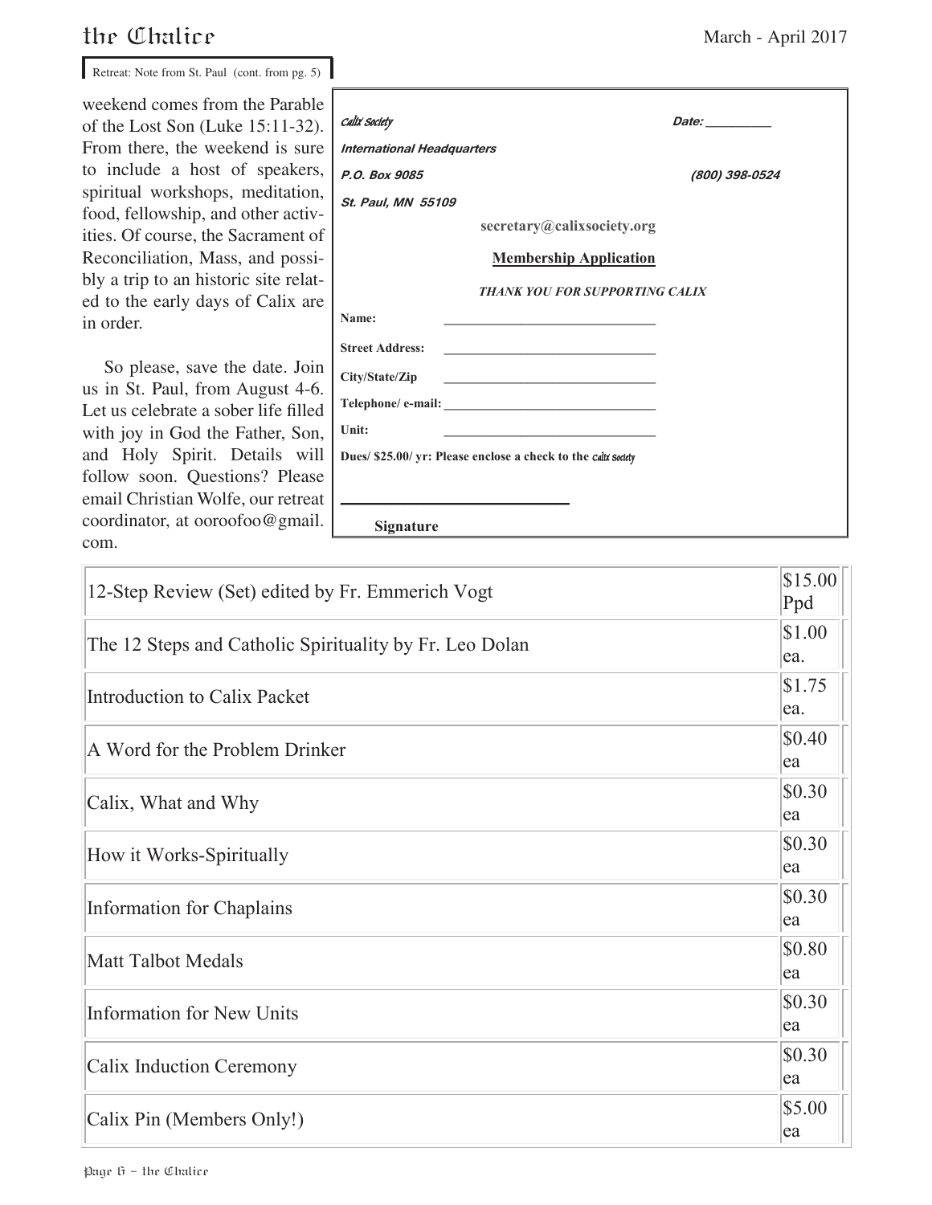Retreat: Note from St. Paul (cont. from pg. 5)

weekend comes from the Parable of the Lost Son (Luke 15:11-32). From there, the weekend is sure to include a host of speakers, spiritual workshops, meditation, food, fellowship, and other activities. Of course, the Sacrament of Reconciliation, Mass, and possibly a trip to an historic site related to the early days of Calix are in order.

So please, save the date. Join us in St. Paul, from August 4-6. Let us celebrate a sober life filled with joy in God the Father, Son, and Holy Spirit. Details will follow soon. Questions? Please email Christian Wolfe, our retreat coordinator, at ooroofoo@gmail.com.

*Calix Society* — **Date: _________**

***International Headquarters***

***P.O. Box 9085*** — ***(800) 398-0524***

***St. Paul, MN 55109***

**secretary@calixsociety.org**

**Membership Application**

***THANK YOU FOR SUPPORTING CALIX***

**Name:** ______________________________

**Street Address:** ______________________________

**City/State/Zip** ______________________________

**Telephone/ e-mail:** ______________________________

**Unit:** ______________________________

**Dues/ $25.00/ yr: Please enclose a check to the** *Calix Society*

______________________________

**Signature**

| Item | Price |
|---|---|
| 12-Step Review (Set) edited by Fr. Emmerich Vogt | $15.00 Ppd |
| The 12 Steps and Catholic Spirituality by Fr. Leo Dolan | $1.00 ea. |
| Introduction to Calix Packet | $1.75 ea. |
| A Word for the Problem Drinker | $0.40 ea |
| Calix, What and Why | $0.30 ea |
| How it Works-Spiritually | $0.30 ea |
| Information for Chaplains | $0.30 ea |
| Matt Talbot Medals | $0.80 ea |
| Information for New Units | $0.30 ea |
| Calix Induction Ceremony | $0.30 ea |
| Calix Pin (Members Only!) | $5.00 ea |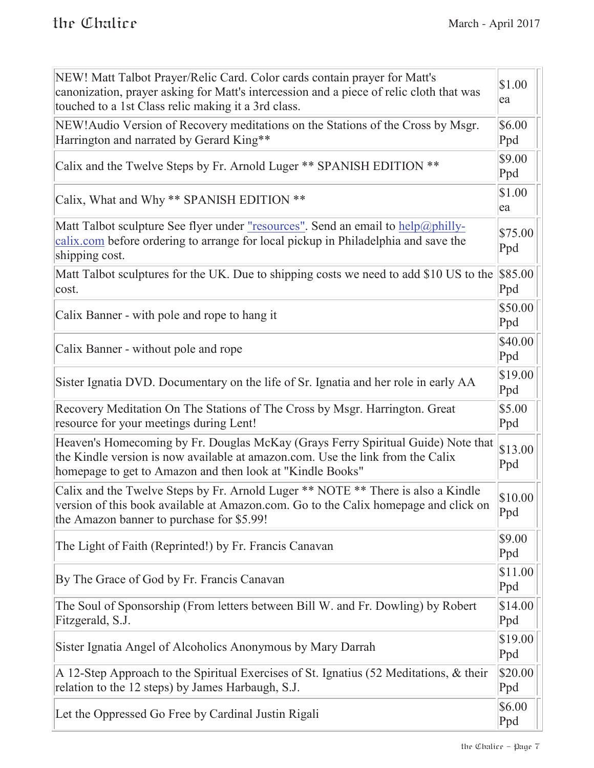| | |
|---|---|
| NEW! Matt Talbot Prayer/Relic Card. Color cards contain prayer for Matt's canonization, prayer asking for Matt's intercession and a piece of relic cloth that was touched to a 1st Class relic making it a 3rd class. | $1.00 ea |
| NEW!Audio Version of Recovery meditations on the Stations of the Cross by Msgr. Harrington and narrated by Gerard King** | $6.00 Ppd |
| Calix and the Twelve Steps by Fr. Arnold Luger ** SPANISH EDITION ** | $9.00 Ppd |
| Calix, What and Why ** SPANISH EDITION ** | $1.00 ea |
| Matt Talbot sculpture See flyer under "resources". Send an email to help@philly-calix.com before ordering to arrange for local pickup in Philadelphia and save the shipping cost. | $75.00 Ppd |
| Matt Talbot sculptures for the UK. Due to shipping costs we need to add $10 US to the cost. | $85.00 Ppd |
| Calix Banner - with pole and rope to hang it | $50.00 Ppd |
| Calix Banner - without pole and rope | $40.00 Ppd |
| Sister Ignatia DVD. Documentary on the life of Sr. Ignatia and her role in early AA | $19.00 Ppd |
| Recovery Meditation On The Stations of The Cross by Msgr. Harrington. Great resource for your meetings during Lent! | $5.00 Ppd |
| Heaven's Homecoming by Fr. Douglas McKay (Grays Ferry Spiritual Guide) Note that the Kindle version is now available at amazon.com. Use the link from the Calix homepage to get to Amazon and then look at "Kindle Books" | $13.00 Ppd |
| Calix and the Twelve Steps by Fr. Arnold Luger ** NOTE ** There is also a Kindle version of this book available at Amazon.com. Go to the Calix homepage and click on the Amazon banner to purchase for $5.99! | $10.00 Ppd |
| The Light of Faith (Reprinted!) by Fr. Francis Canavan | $9.00 Ppd |
| By The Grace of God by Fr. Francis Canavan | $11.00 Ppd |
| The Soul of Sponsorship (From letters between Bill W. and Fr. Dowling) by Robert Fitzgerald, S.J. | $14.00 Ppd |
| Sister Ignatia Angel of Alcoholics Anonymous by Mary Darrah | $19.00 Ppd |
| A 12-Step Approach to the Spiritual Exercises of St. Ignatius (52 Meditations, & their relation to the 12 steps) by James Harbaugh, S.J. | $20.00 Ppd |
| Let the Oppressed Go Free by Cardinal Justin Rigali | $6.00 Ppd |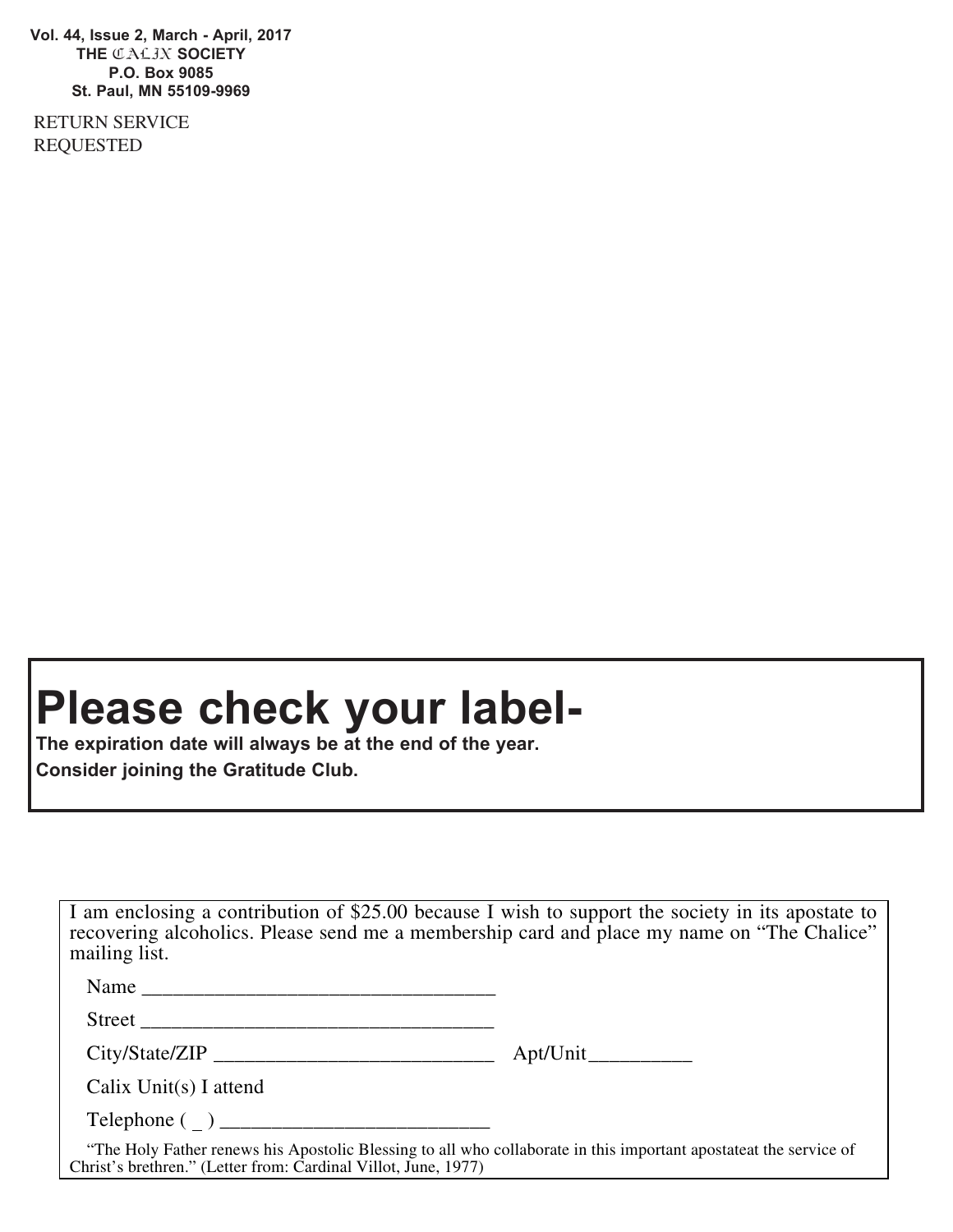Vol. 44, Issue 2, March - April, 2017
**THE CALIX SOCIETY**
**P.O. Box 9085**
**St. Paul, MN 55109-9969**

RETURN SERVICE
REQUESTED

# Please check your label-

**The expiration date will always be at the end of the year.**

**Consider joining the Gratitude Club.**

I am enclosing a contribution of $25.00 because I wish to support the society in its apostate to recovering alcoholics. Please send me a membership card and place my name on “The Chalice” mailing list.

Name ___________________________________

Street ___________________________________

City/State/ZIP ____________________________ Apt/Unit__________

Calix Unit(s) I attend

Telephone ( _ ) ___________________________

“The Holy Father renews his Apostolic Blessing to all who collaborate in this important apostateat the service of Christ’s brethren.” (Letter from: Cardinal Villot, June, 1977)